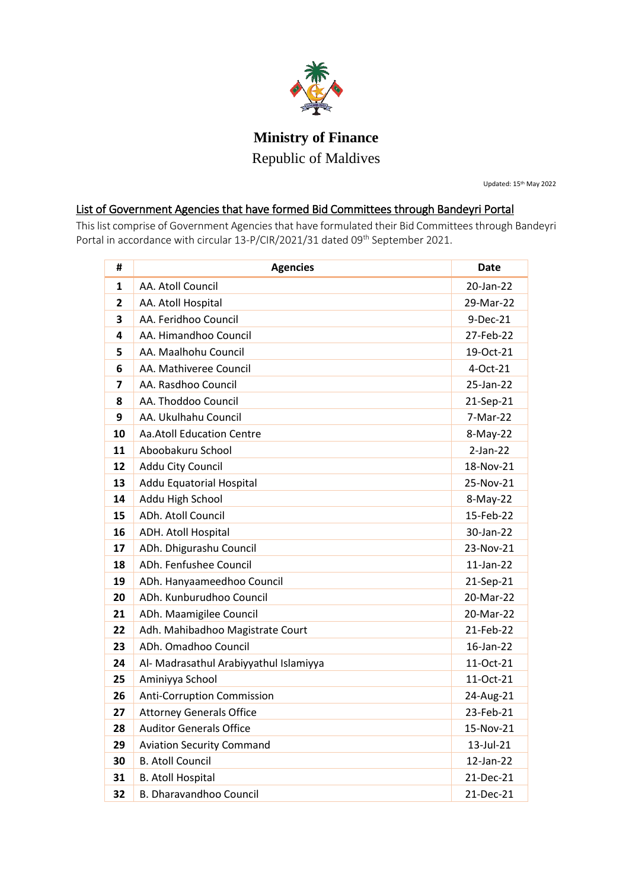# Ministry of Finance

Republic of Maldives

Updated: 15th May 2022

## List of Government Agencies that have formed Bid Committees through Bandeyri Portal

This list comprise of Government Agencies that have formulated their Bid Committees through Bandeyri Portal in accordance with circular 13-P/CIR/2021/31 dated 09th September 2021.

| # | Agencies | Date |
|---|---|---|
| 1 | AA. Atoll Council | 20-Jan-22 |
| 2 | AA. Atoll Hospital | 29-Mar-22 |
| 3 | AA. Feridhoo Council | 9-Dec-21 |
| 4 | AA. Himandhoo Council | 27-Feb-22 |
| 5 | AA. Maalhohu Council | 19-Oct-21 |
| 6 | AA. Mathiveree Council | 4-Oct-21 |
| 7 | AA. Rasdhoo Council | 25-Jan-22 |
| 8 | AA. Thoddoo Council | 21-Sep-21 |
| 9 | AA. Ukulhahu Council | 7-Mar-22 |
| 10 | Aa.Atoll Education Centre | 8-May-22 |
| 11 | Aboobakuru School | 2-Jan-22 |
| 12 | Addu City Council | 18-Nov-21 |
| 13 | Addu Equatorial Hospital | 25-Nov-21 |
| 14 | Addu High School | 8-May-22 |
| 15 | ADh. Atoll Council | 15-Feb-22 |
| 16 | ADH. Atoll Hospital | 30-Jan-22 |
| 17 | ADh. Dhigurashu Council | 23-Nov-21 |
| 18 | ADh. Fenfushee Council | 11-Jan-22 |
| 19 | ADh. Hanyaameedhoo Council | 21-Sep-21 |
| 20 | ADh. Kunburudhoo Council | 20-Mar-22 |
| 21 | ADh. Maamigilee Council | 20-Mar-22 |
| 22 | Adh. Mahibadhoo Magistrate Court | 21-Feb-22 |
| 23 | ADh. Omadhoo Council | 16-Jan-22 |
| 24 | Al- Madrasathul Arabiyyathul Islamiyya | 11-Oct-21 |
| 25 | Aminiyya School | 11-Oct-21 |
| 26 | Anti-Corruption Commission | 24-Aug-21 |
| 27 | Attorney Generals Office | 23-Feb-21 |
| 28 | Auditor Generals Office | 15-Nov-21 |
| 29 | Aviation Security Command | 13-Jul-21 |
| 30 | B. Atoll Council | 12-Jan-22 |
| 31 | B. Atoll Hospital | 21-Dec-21 |
| 32 | B. Dharavandhoo Council | 21-Dec-21 |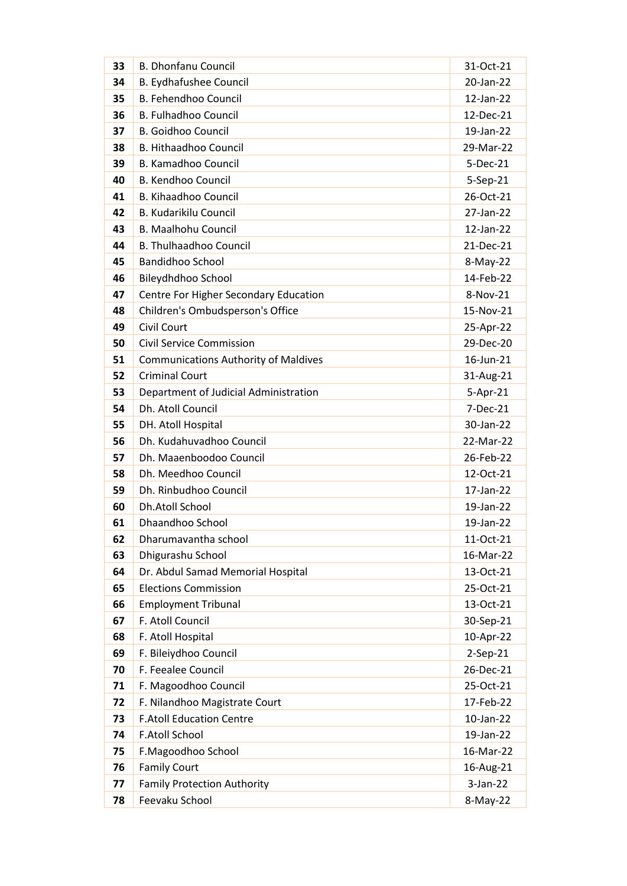| | | |
|---|---|---|
| 33 | B. Dhonfanu Council | 31-Oct-21 |
| 34 | B. Eydhafushee Council | 20-Jan-22 |
| 35 | B. Fehendhoo Council | 12-Jan-22 |
| 36 | B. Fulhadhoo Council | 12-Dec-21 |
| 37 | B. Goidhoo Council | 19-Jan-22 |
| 38 | B. Hithaadhoo Council | 29-Mar-22 |
| 39 | B. Kamadhoo Council | 5-Dec-21 |
| 40 | B. Kendhoo Council | 5-Sep-21 |
| 41 | B. Kihaadhoo Council | 26-Oct-21 |
| 42 | B. Kudarikilu Council | 27-Jan-22 |
| 43 | B. Maalhohu Council | 12-Jan-22 |
| 44 | B. Thulhaadhoo Council | 21-Dec-21 |
| 45 | Bandidhoo School | 8-May-22 |
| 46 | Bileydhdhoo School | 14-Feb-22 |
| 47 | Centre For Higher Secondary Education | 8-Nov-21 |
| 48 | Children's Ombudsperson's Office | 15-Nov-21 |
| 49 | Civil Court | 25-Apr-22 |
| 50 | Civil Service Commission | 29-Dec-20 |
| 51 | Communications Authority of Maldives | 16-Jun-21 |
| 52 | Criminal Court | 31-Aug-21 |
| 53 | Department of Judicial Administration | 5-Apr-21 |
| 54 | Dh. Atoll Council | 7-Dec-21 |
| 55 | DH. Atoll Hospital | 30-Jan-22 |
| 56 | Dh. Kudahuvadhoo Council | 22-Mar-22 |
| 57 | Dh. Maaenboodoo Council | 26-Feb-22 |
| 58 | Dh. Meedhoo Council | 12-Oct-21 |
| 59 | Dh. Rinbudhoo Council | 17-Jan-22 |
| 60 | Dh.Atoll School | 19-Jan-22 |
| 61 | Dhaandhoo School | 19-Jan-22 |
| 62 | Dharumavantha school | 11-Oct-21 |
| 63 | Dhigurashu School | 16-Mar-22 |
| 64 | Dr. Abdul Samad Memorial Hospital | 13-Oct-21 |
| 65 | Elections Commission | 25-Oct-21 |
| 66 | Employment Tribunal | 13-Oct-21 |
| 67 | F. Atoll Council | 30-Sep-21 |
| 68 | F. Atoll Hospital | 10-Apr-22 |
| 69 | F. Bileiydhoo Council | 2-Sep-21 |
| 70 | F. Feealee Council | 26-Dec-21 |
| 71 | F. Magoodhoo Council | 25-Oct-21 |
| 72 | F. Nilandhoo Magistrate Court | 17-Feb-22 |
| 73 | F.Atoll Education Centre | 10-Jan-22 |
| 74 | F.Atoll School | 19-Jan-22 |
| 75 | F.Magoodhoo School | 16-Mar-22 |
| 76 | Family Court | 16-Aug-21 |
| 77 | Family Protection Authority | 3-Jan-22 |
| 78 | Feevaku School | 8-May-22 |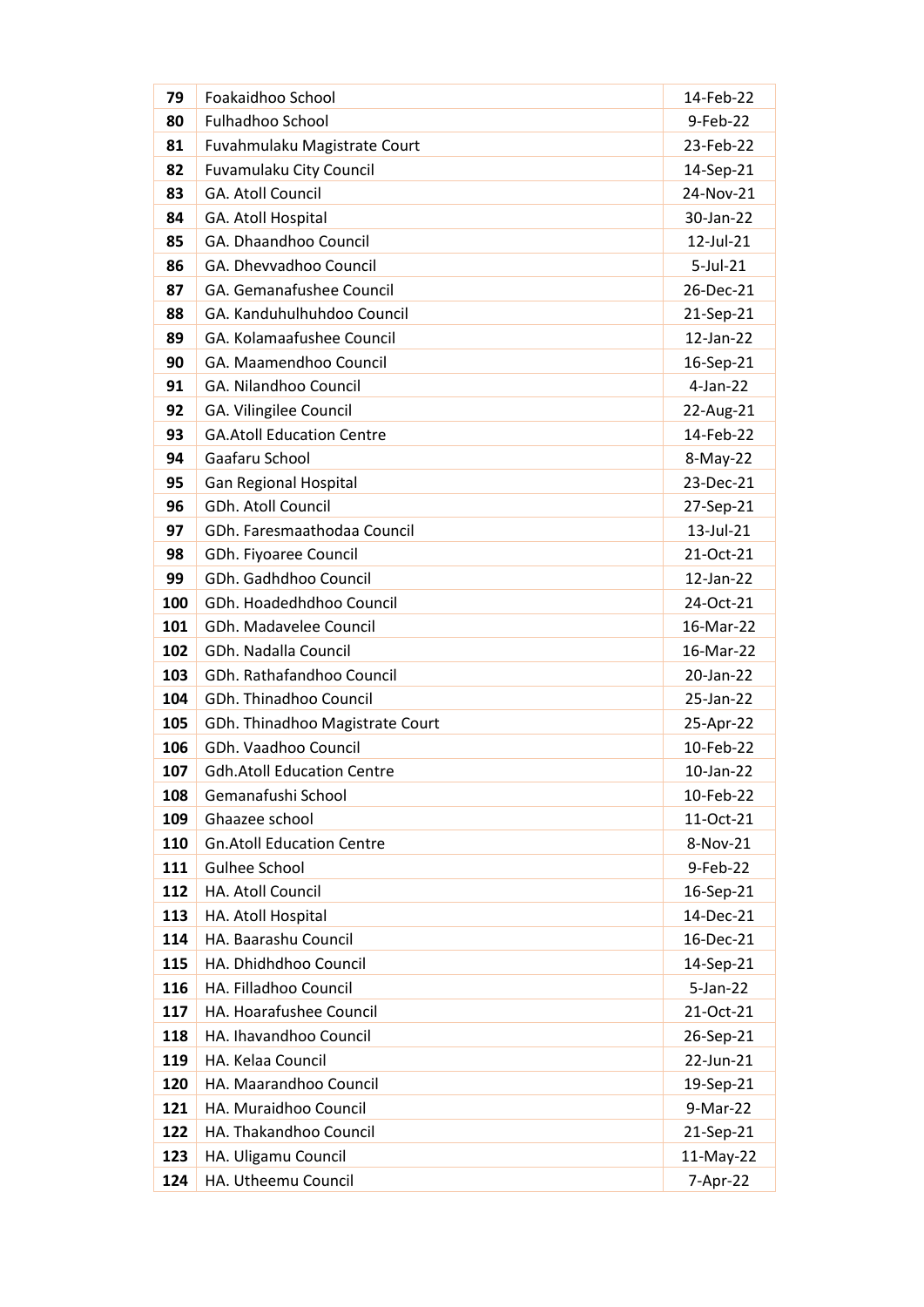| | | |
|---|---|---|
| **79** | Foakaidhoo School | 14-Feb-22 |
| **80** | Fulhadhoo School | 9-Feb-22 |
| **81** | Fuvahmulaku Magistrate Court | 23-Feb-22 |
| **82** | Fuvamulaku City Council | 14-Sep-21 |
| **83** | GA. Atoll Council | 24-Nov-21 |
| **84** | GA. Atoll Hospital | 30-Jan-22 |
| **85** | GA. Dhaandhoo Council | 12-Jul-21 |
| **86** | GA. Dhevvadhoo Council | 5-Jul-21 |
| **87** | GA. Gemanafushee Council | 26-Dec-21 |
| **88** | GA. Kanduhulhuhdoo Council | 21-Sep-21 |
| **89** | GA. Kolamaafushee Council | 12-Jan-22 |
| **90** | GA. Maamendhoo Council | 16-Sep-21 |
| **91** | GA. Nilandhoo Council | 4-Jan-22 |
| **92** | GA. Vilingilee Council | 22-Aug-21 |
| **93** | GA.Atoll Education Centre | 14-Feb-22 |
| **94** | Gaafaru School | 8-May-22 |
| **95** | Gan Regional Hospital | 23-Dec-21 |
| **96** | GDh. Atoll Council | 27-Sep-21 |
| **97** | GDh. Faresmaathodaa Council | 13-Jul-21 |
| **98** | GDh. Fiyoaree Council | 21-Oct-21 |
| **99** | GDh. Gadhdhoo Council | 12-Jan-22 |
| **100** | GDh. Hoadedhdhoo Council | 24-Oct-21 |
| **101** | GDh. Madavelee Council | 16-Mar-22 |
| **102** | GDh. Nadalla Council | 16-Mar-22 |
| **103** | GDh. Rathafandhoo Council | 20-Jan-22 |
| **104** | GDh. Thinadhoo Council | 25-Jan-22 |
| **105** | GDh. Thinadhoo Magistrate Court | 25-Apr-22 |
| **106** | GDh. Vaadhoo Council | 10-Feb-22 |
| **107** | Gdh.Atoll Education Centre | 10-Jan-22 |
| **108** | Gemanafushi School | 10-Feb-22 |
| **109** | Ghaazee school | 11-Oct-21 |
| **110** | Gn.Atoll Education Centre | 8-Nov-21 |
| **111** | Gulhee School | 9-Feb-22 |
| **112** | HA. Atoll Council | 16-Sep-21 |
| **113** | HA. Atoll Hospital | 14-Dec-21 |
| **114** | HA. Baarashu Council | 16-Dec-21 |
| **115** | HA. Dhidhdhoo Council | 14-Sep-21 |
| **116** | HA. Filladhoo Council | 5-Jan-22 |
| **117** | HA. Hoarafushee Council | 21-Oct-21 |
| **118** | HA. Ihavandhoo Council | 26-Sep-21 |
| **119** | HA. Kelaa Council | 22-Jun-21 |
| **120** | HA. Maarandhoo Council | 19-Sep-21 |
| **121** | HA. Muraidhoo Council | 9-Mar-22 |
| **122** | HA. Thakandhoo Council | 21-Sep-21 |
| **123** | HA. Uligamu Council | 11-May-22 |
| **124** | HA. Utheemu Council | 7-Apr-22 |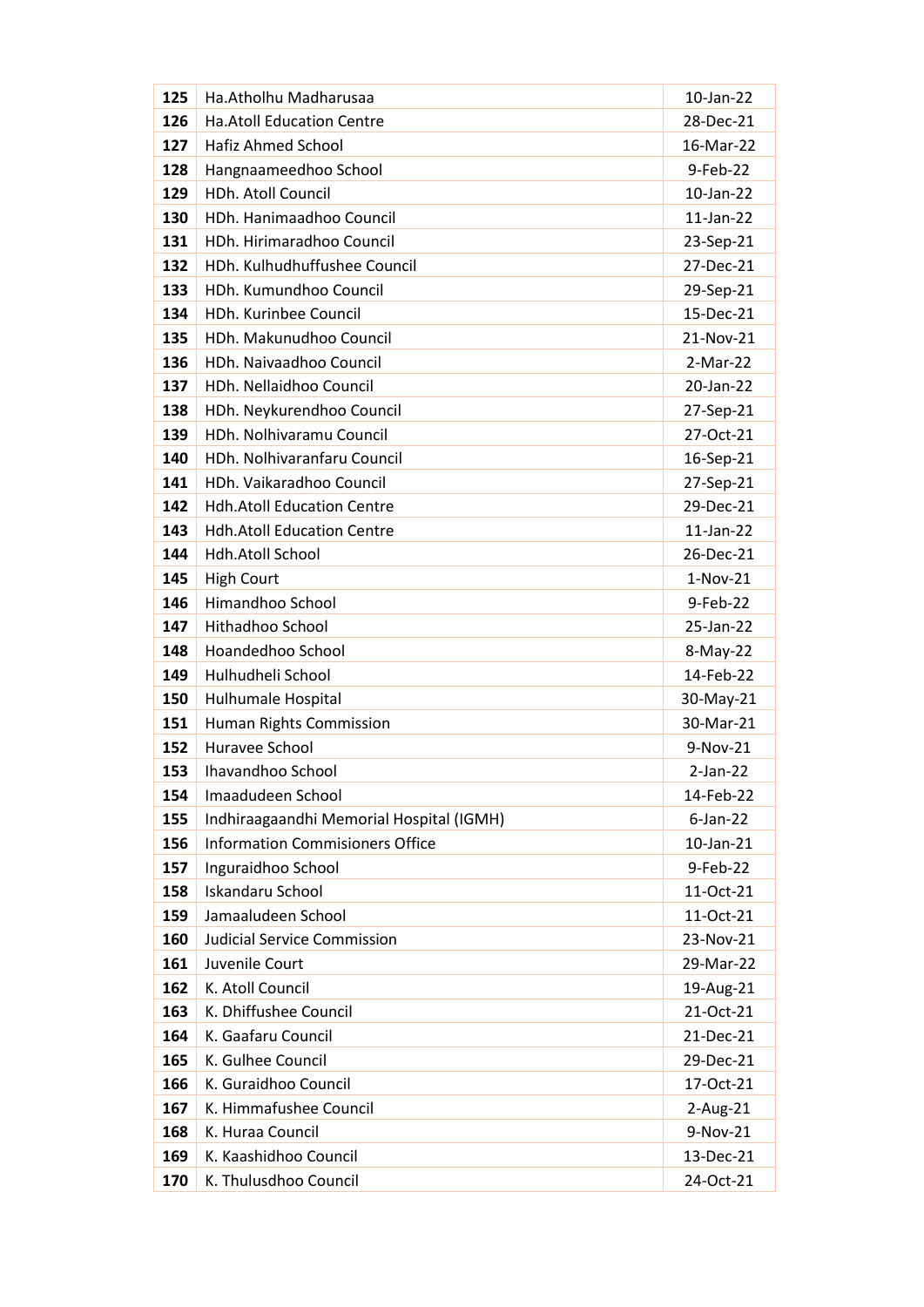| | | |
|---|---|---|
| 125 | Ha.Atholhu Madharusaa | 10-Jan-22 |
| 126 | Ha.Atoll Education Centre | 28-Dec-21 |
| 127 | Hafiz Ahmed School | 16-Mar-22 |
| 128 | Hangnaameedhoo School | 9-Feb-22 |
| 129 | HDh. Atoll Council | 10-Jan-22 |
| 130 | HDh. Hanimaadhoo Council | 11-Jan-22 |
| 131 | HDh. Hirimaradhoo Council | 23-Sep-21 |
| 132 | HDh. Kulhudhuffushee Council | 27-Dec-21 |
| 133 | HDh. Kumundhoo Council | 29-Sep-21 |
| 134 | HDh. Kurinbee Council | 15-Dec-21 |
| 135 | HDh. Makunudhoo Council | 21-Nov-21 |
| 136 | HDh. Naivaadhoo Council | 2-Mar-22 |
| 137 | HDh. Nellaidhoo Council | 20-Jan-22 |
| 138 | HDh. Neykurendhoo Council | 27-Sep-21 |
| 139 | HDh. Nolhivaramu Council | 27-Oct-21 |
| 140 | HDh. Nolhivaranfaru Council | 16-Sep-21 |
| 141 | HDh. Vaikaradhoo Council | 27-Sep-21 |
| 142 | Hdh.Atoll Education Centre | 29-Dec-21 |
| 143 | Hdh.Atoll Education Centre | 11-Jan-22 |
| 144 | Hdh.Atoll School | 26-Dec-21 |
| 145 | High Court | 1-Nov-21 |
| 146 | Himandhoo School | 9-Feb-22 |
| 147 | Hithadhoo School | 25-Jan-22 |
| 148 | Hoandedhoo School | 8-May-22 |
| 149 | Hulhudheli School | 14-Feb-22 |
| 150 | Hulhumale Hospital | 30-May-21 |
| 151 | Human Rights Commission | 30-Mar-21 |
| 152 | Huravee School | 9-Nov-21 |
| 153 | Ihavandhoo School | 2-Jan-22 |
| 154 | Imaadudeen School | 14-Feb-22 |
| 155 | Indhiraagaandhi Memorial Hospital (IGMH) | 6-Jan-22 |
| 156 | Information Commisioners Office | 10-Jan-21 |
| 157 | Inguraidhoo School | 9-Feb-22 |
| 158 | Iskandaru School | 11-Oct-21 |
| 159 | Jamaaludeen School | 11-Oct-21 |
| 160 | Judicial Service Commission | 23-Nov-21 |
| 161 | Juvenile Court | 29-Mar-22 |
| 162 | K. Atoll Council | 19-Aug-21 |
| 163 | K. Dhiffushee Council | 21-Oct-21 |
| 164 | K. Gaafaru Council | 21-Dec-21 |
| 165 | K. Gulhee Council | 29-Dec-21 |
| 166 | K. Guraidhoo Council | 17-Oct-21 |
| 167 | K. Himmafushee Council | 2-Aug-21 |
| 168 | K. Huraa Council | 9-Nov-21 |
| 169 | K. Kaashidhoo Council | 13-Dec-21 |
| 170 | K. Thulusdhoo Council | 24-Oct-21 |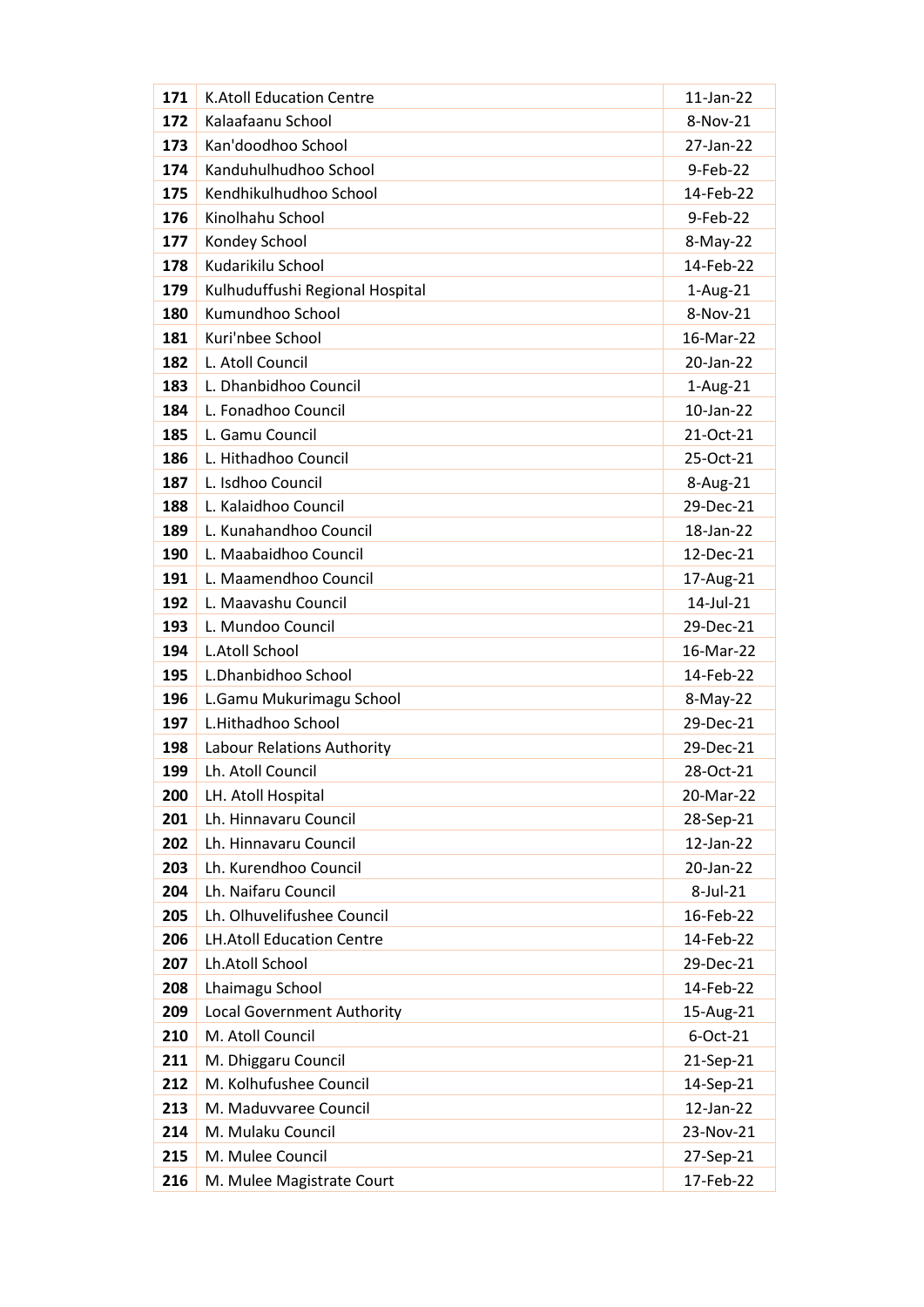| | | |
|---|---|---|
| 171 | K.Atoll Education Centre | 11-Jan-22 |
| 172 | Kalaafaanu School | 8-Nov-21 |
| 173 | Kan'doodhoo School | 27-Jan-22 |
| 174 | Kanduhulhudhoo School | 9-Feb-22 |
| 175 | Kendhikulhudhoo School | 14-Feb-22 |
| 176 | Kinolhahu School | 9-Feb-22 |
| 177 | Kondey School | 8-May-22 |
| 178 | Kudarikilu School | 14-Feb-22 |
| 179 | Kulhuduffushi Regional Hospital | 1-Aug-21 |
| 180 | Kumundhoo School | 8-Nov-21 |
| 181 | Kuri'nbee School | 16-Mar-22 |
| 182 | L. Atoll Council | 20-Jan-22 |
| 183 | L. Dhanbidhoo Council | 1-Aug-21 |
| 184 | L. Fonadhoo Council | 10-Jan-22 |
| 185 | L. Gamu Council | 21-Oct-21 |
| 186 | L. Hithadhoo Council | 25-Oct-21 |
| 187 | L. Isdhoo Council | 8-Aug-21 |
| 188 | L. Kalaidhoo Council | 29-Dec-21 |
| 189 | L. Kunahandhoo Council | 18-Jan-22 |
| 190 | L. Maabaidhoo Council | 12-Dec-21 |
| 191 | L. Maamendhoo Council | 17-Aug-21 |
| 192 | L. Maavashu Council | 14-Jul-21 |
| 193 | L. Mundoo Council | 29-Dec-21 |
| 194 | L.Atoll School | 16-Mar-22 |
| 195 | L.Dhanbidhoo School | 14-Feb-22 |
| 196 | L.Gamu Mukurimagu School | 8-May-22 |
| 197 | L.Hithadhoo School | 29-Dec-21 |
| 198 | Labour Relations Authority | 29-Dec-21 |
| 199 | Lh. Atoll Council | 28-Oct-21 |
| 200 | LH. Atoll Hospital | 20-Mar-22 |
| 201 | Lh. Hinnavaru Council | 28-Sep-21 |
| 202 | Lh. Hinnavaru Council | 12-Jan-22 |
| 203 | Lh. Kurendhoo Council | 20-Jan-22 |
| 204 | Lh. Naifaru Council | 8-Jul-21 |
| 205 | Lh. Olhuvelifushee Council | 16-Feb-22 |
| 206 | LH.Atoll Education Centre | 14-Feb-22 |
| 207 | Lh.Atoll School | 29-Dec-21 |
| 208 | Lhaimagu School | 14-Feb-22 |
| 209 | Local Government Authority | 15-Aug-21 |
| 210 | M. Atoll Council | 6-Oct-21 |
| 211 | M. Dhiggaru Council | 21-Sep-21 |
| 212 | M. Kolhufushee Council | 14-Sep-21 |
| 213 | M. Maduvvaree Council | 12-Jan-22 |
| 214 | M. Mulaku Council | 23-Nov-21 |
| 215 | M. Mulee Council | 27-Sep-21 |
| 216 | M. Mulee Magistrate Court | 17-Feb-22 |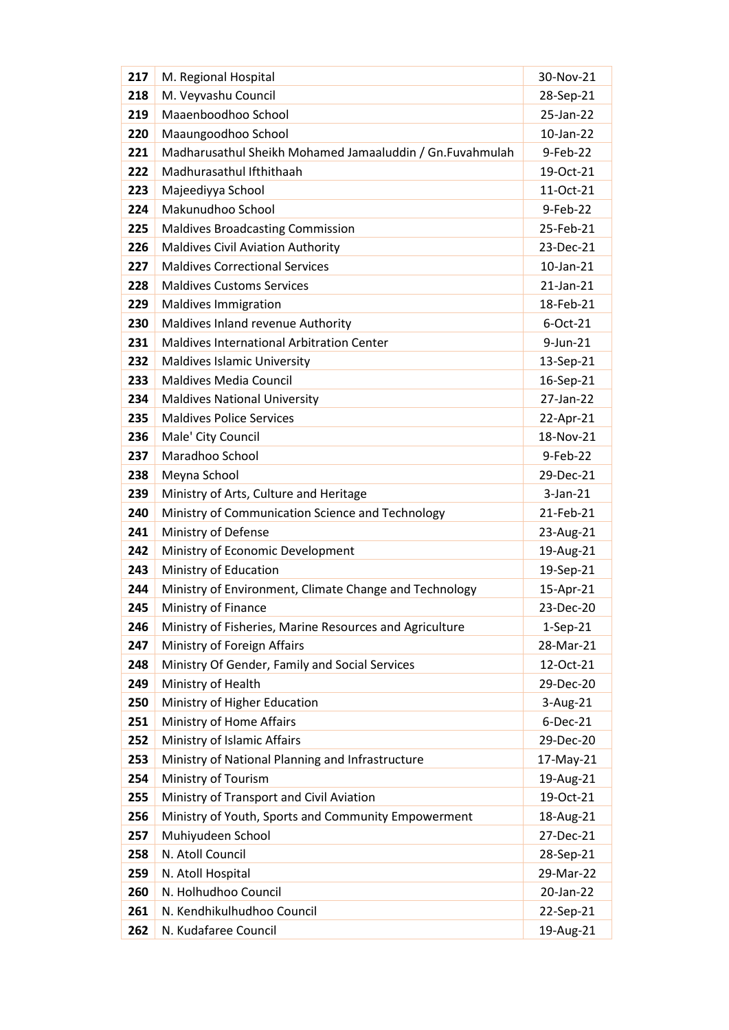| | | |
|---|---|---|
| **217** | M. Regional Hospital | 30-Nov-21 |
| **218** | M. Veyvashu Council | 28-Sep-21 |
| **219** | Maaenboodhoo School | 25-Jan-22 |
| **220** | Maaungoodhoo School | 10-Jan-22 |
| **221** | Madharusathul Sheikh Mohamed Jamaaluddin / Gn.Fuvahmulah | 9-Feb-22 |
| **222** | Madhurasathul Ifthithaah | 19-Oct-21 |
| **223** | Majeediyya School | 11-Oct-21 |
| **224** | Makunudhoo School | 9-Feb-22 |
| **225** | Maldives Broadcasting Commission | 25-Feb-21 |
| **226** | Maldives Civil Aviation Authority | 23-Dec-21 |
| **227** | Maldives Correctional Services | 10-Jan-21 |
| **228** | Maldives Customs Services | 21-Jan-21 |
| **229** | Maldives Immigration | 18-Feb-21 |
| **230** | Maldives Inland revenue Authority | 6-Oct-21 |
| **231** | Maldives International Arbitration Center | 9-Jun-21 |
| **232** | Maldives Islamic University | 13-Sep-21 |
| **233** | Maldives Media Council | 16-Sep-21 |
| **234** | Maldives National University | 27-Jan-22 |
| **235** | Maldives Police Services | 22-Apr-21 |
| **236** | Male' City Council | 18-Nov-21 |
| **237** | Maradhoo School | 9-Feb-22 |
| **238** | Meyna School | 29-Dec-21 |
| **239** | Ministry of Arts, Culture and Heritage | 3-Jan-21 |
| **240** | Ministry of Communication Science and Technology | 21-Feb-21 |
| **241** | Ministry of Defense | 23-Aug-21 |
| **242** | Ministry of Economic Development | 19-Aug-21 |
| **243** | Ministry of Education | 19-Sep-21 |
| **244** | Ministry of Environment, Climate Change and Technology | 15-Apr-21 |
| **245** | Ministry of Finance | 23-Dec-20 |
| **246** | Ministry of Fisheries, Marine Resources and Agriculture | 1-Sep-21 |
| **247** | Ministry of Foreign Affairs | 28-Mar-21 |
| **248** | Ministry Of Gender, Family and Social Services | 12-Oct-21 |
| **249** | Ministry of Health | 29-Dec-20 |
| **250** | Ministry of Higher Education | 3-Aug-21 |
| **251** | Ministry of Home Affairs | 6-Dec-21 |
| **252** | Ministry of Islamic Affairs | 29-Dec-20 |
| **253** | Ministry of National Planning and Infrastructure | 17-May-21 |
| **254** | Ministry of Tourism | 19-Aug-21 |
| **255** | Ministry of Transport and Civil Aviation | 19-Oct-21 |
| **256** | Ministry of Youth, Sports and Community Empowerment | 18-Aug-21 |
| **257** | Muhiyudeen School | 27-Dec-21 |
| **258** | N. Atoll Council | 28-Sep-21 |
| **259** | N. Atoll Hospital | 29-Mar-22 |
| **260** | N. Holhudhoo Council | 20-Jan-22 |
| **261** | N. Kendhikulhudhoo Council | 22-Sep-21 |
| **262** | N. Kudafaree Council | 19-Aug-21 |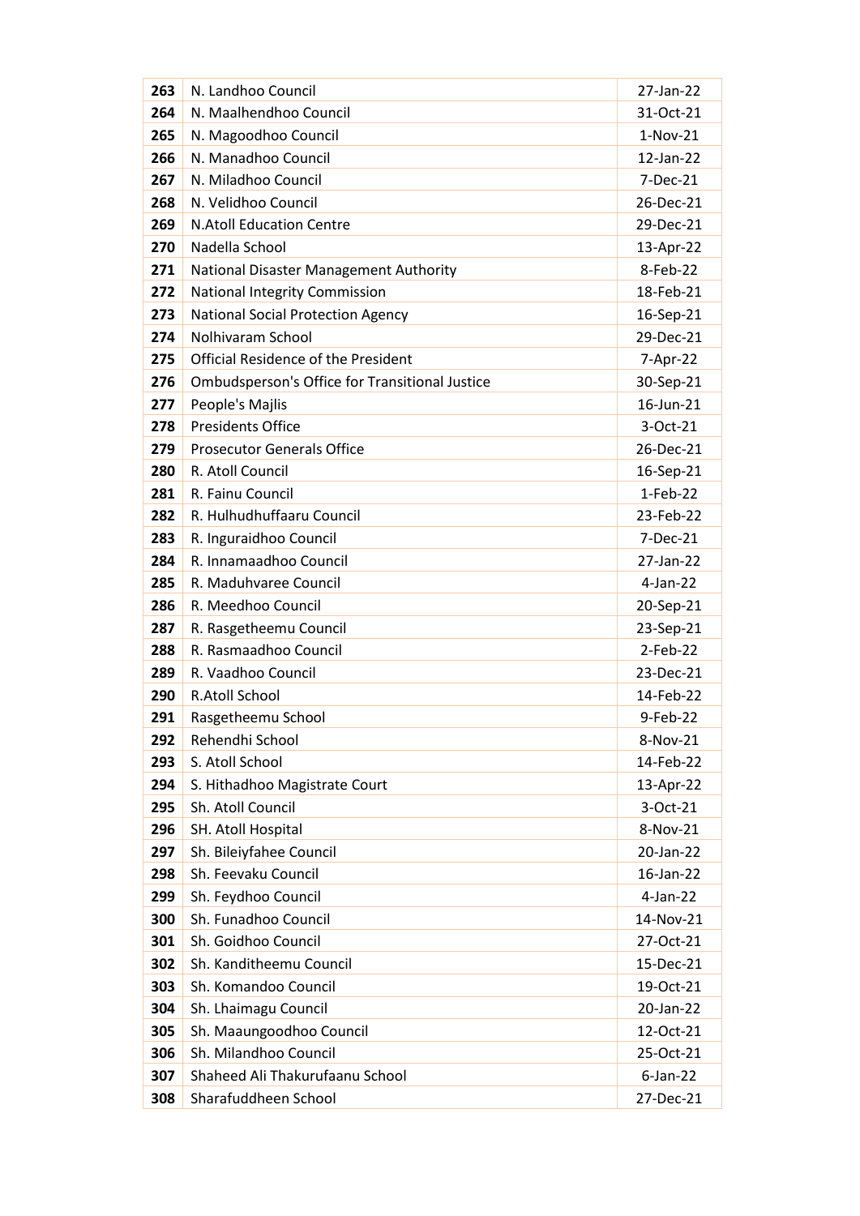| | | |
|---|---|---|
| **263** | N. Landhoo Council | 27-Jan-22 |
| **264** | N. Maalhendhoo Council | 31-Oct-21 |
| **265** | N. Magoodhoo Council | 1-Nov-21 |
| **266** | N. Manadhoo Council | 12-Jan-22 |
| **267** | N. Miladhoo Council | 7-Dec-21 |
| **268** | N. Velidhoo Council | 26-Dec-21 |
| **269** | N.Atoll Education Centre | 29-Dec-21 |
| **270** | Nadella School | 13-Apr-22 |
| **271** | National Disaster Management Authority | 8-Feb-22 |
| **272** | National Integrity Commission | 18-Feb-21 |
| **273** | National Social Protection Agency | 16-Sep-21 |
| **274** | Nolhivaram School | 29-Dec-21 |
| **275** | Official Residence of the President | 7-Apr-22 |
| **276** | Ombudsperson's Office for Transitional Justice | 30-Sep-21 |
| **277** | People's Majlis | 16-Jun-21 |
| **278** | Presidents Office | 3-Oct-21 |
| **279** | Prosecutor Generals Office | 26-Dec-21 |
| **280** | R. Atoll Council | 16-Sep-21 |
| **281** | R. Fainu Council | 1-Feb-22 |
| **282** | R. Hulhudhuffaaru Council | 23-Feb-22 |
| **283** | R. Inguraidhoo Council | 7-Dec-21 |
| **284** | R. Innamaadhoo Council | 27-Jan-22 |
| **285** | R. Maduhvaree Council | 4-Jan-22 |
| **286** | R. Meedhoo Council | 20-Sep-21 |
| **287** | R. Rasgetheemu Council | 23-Sep-21 |
| **288** | R. Rasmaadhoo Council | 2-Feb-22 |
| **289** | R. Vaadhoo Council | 23-Dec-21 |
| **290** | R.Atoll School | 14-Feb-22 |
| **291** | Rasgetheemu School | 9-Feb-22 |
| **292** | Rehendhi School | 8-Nov-21 |
| **293** | S. Atoll School | 14-Feb-22 |
| **294** | S. Hithadhoo Magistrate Court | 13-Apr-22 |
| **295** | Sh. Atoll Council | 3-Oct-21 |
| **296** | SH. Atoll Hospital | 8-Nov-21 |
| **297** | Sh. Bileiyfahee Council | 20-Jan-22 |
| **298** | Sh. Feevaku Council | 16-Jan-22 |
| **299** | Sh. Feydhoo Council | 4-Jan-22 |
| **300** | Sh. Funadhoo Council | 14-Nov-21 |
| **301** | Sh. Goidhoo Council | 27-Oct-21 |
| **302** | Sh. Kanditheemu Council | 15-Dec-21 |
| **303** | Sh. Komandoo Council | 19-Oct-21 |
| **304** | Sh. Lhaimagu Council | 20-Jan-22 |
| **305** | Sh. Maaungoodhoo Council | 12-Oct-21 |
| **306** | Sh. Milandhoo Council | 25-Oct-21 |
| **307** | Shaheed Ali Thakurufaanu School | 6-Jan-22 |
| **308** | Sharafuddheen School | 27-Dec-21 |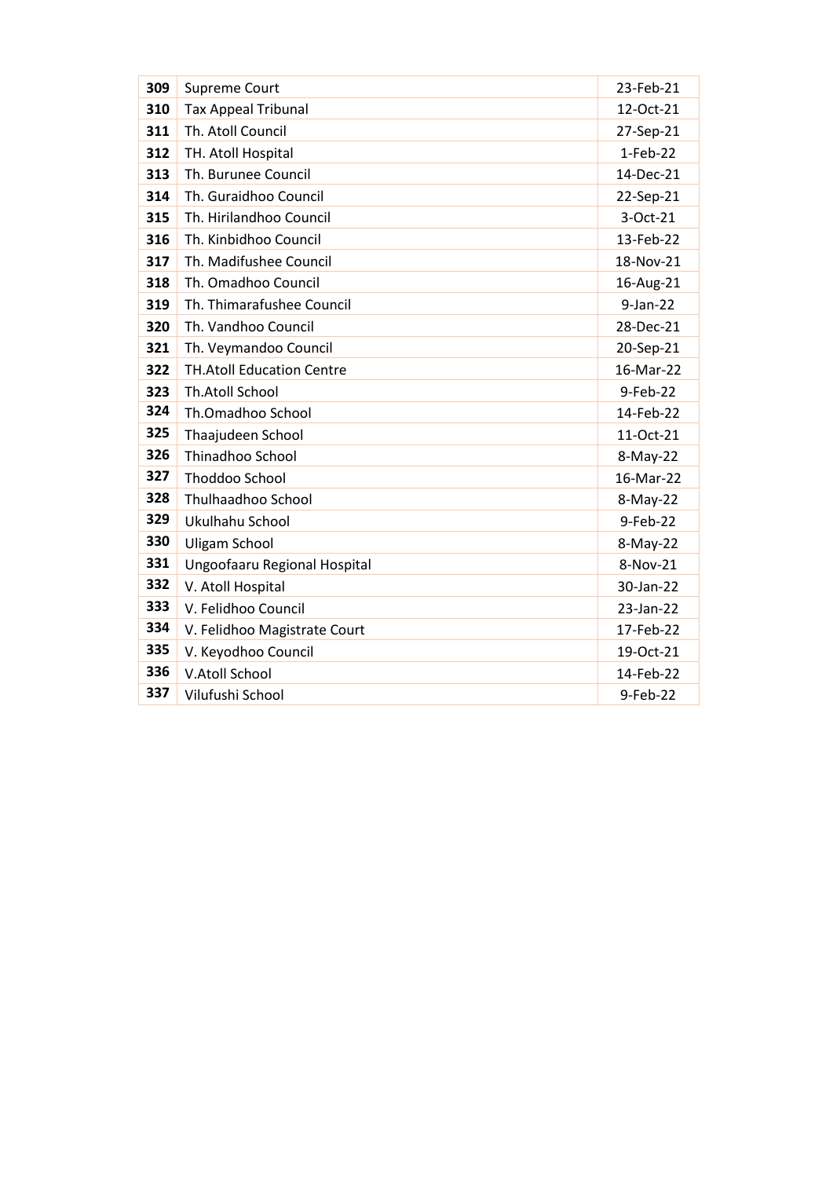| | | |
|---|---|---|
| **309** | Supreme Court | 23-Feb-21 |
| **310** | Tax Appeal Tribunal | 12-Oct-21 |
| **311** | Th. Atoll Council | 27-Sep-21 |
| **312** | TH. Atoll Hospital | 1-Feb-22 |
| **313** | Th. Burunee Council | 14-Dec-21 |
| **314** | Th. Guraidhoo Council | 22-Sep-21 |
| **315** | Th. Hirilandhoo Council | 3-Oct-21 |
| **316** | Th. Kinbidhoo Council | 13-Feb-22 |
| **317** | Th. Madifushee Council | 18-Nov-21 |
| **318** | Th. Omadhoo Council | 16-Aug-21 |
| **319** | Th. Thimarafushee Council | 9-Jan-22 |
| **320** | Th. Vandhoo Council | 28-Dec-21 |
| **321** | Th. Veymandoo Council | 20-Sep-21 |
| **322** | TH.Atoll Education Centre | 16-Mar-22 |
| **323** | Th.Atoll School | 9-Feb-22 |
| **324** | Th.Omadhoo School | 14-Feb-22 |
| **325** | Thaajudeen School | 11-Oct-21 |
| **326** | Thinadhoo School | 8-May-22 |
| **327** | Thoddoo School | 16-Mar-22 |
| **328** | Thulhaadhoo School | 8-May-22 |
| **329** | Ukulhahu School | 9-Feb-22 |
| **330** | Uligam School | 8-May-22 |
| **331** | Ungoofaaru Regional Hospital | 8-Nov-21 |
| **332** | V. Atoll Hospital | 30-Jan-22 |
| **333** | V. Felidhoo Council | 23-Jan-22 |
| **334** | V. Felidhoo Magistrate Court | 17-Feb-22 |
| **335** | V. Keyodhoo Council | 19-Oct-21 |
| **336** | V.Atoll School | 14-Feb-22 |
| **337** | Vilufushi School | 9-Feb-22 |